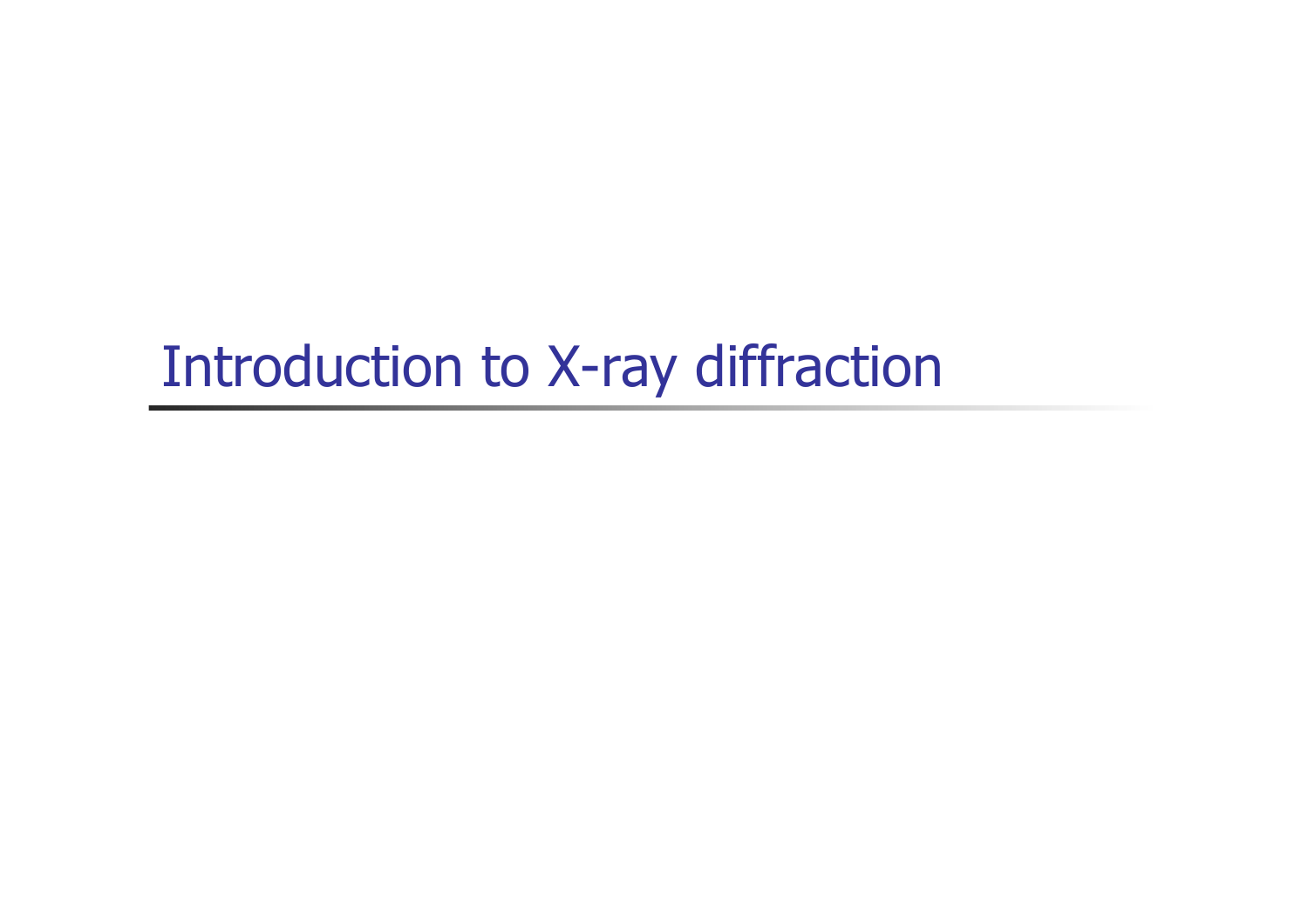# Introduction to X-ray diffraction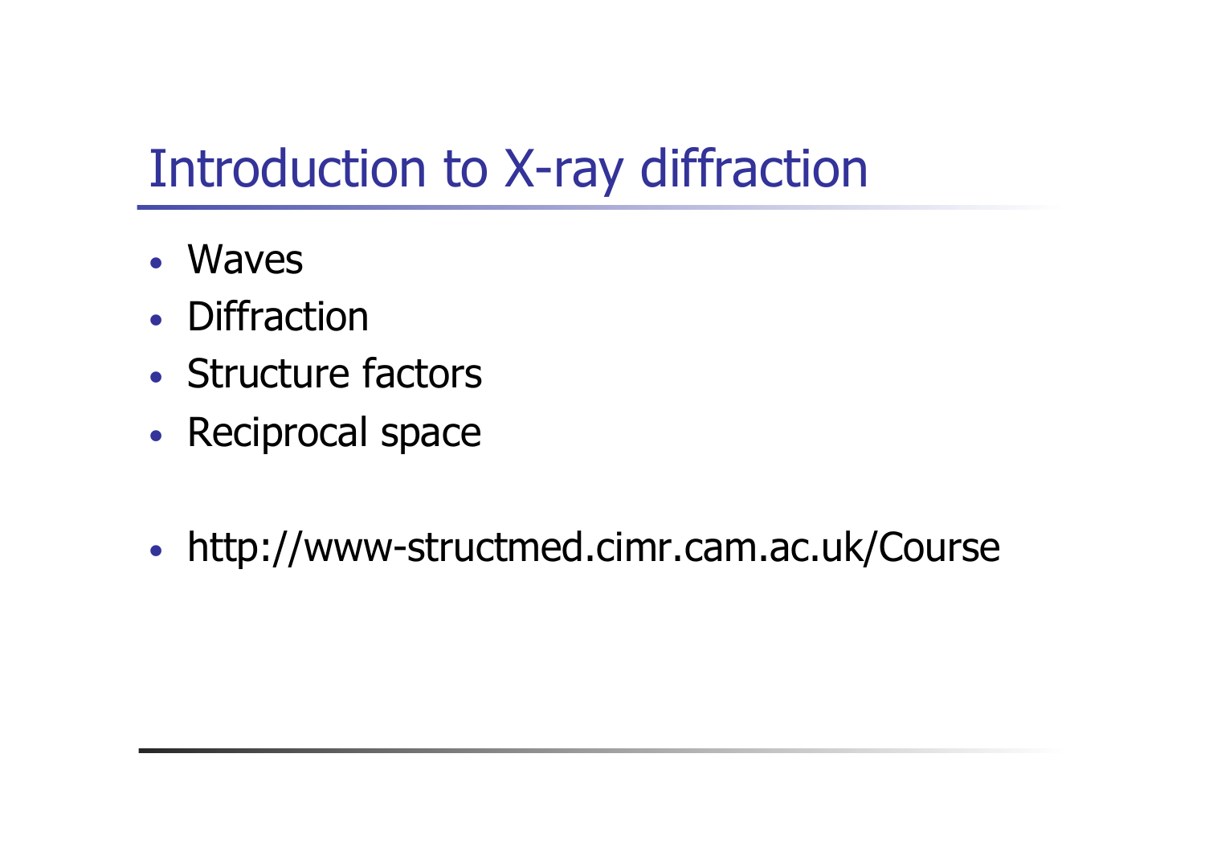# Introduction to X-ray diffraction

- Waves
- Diffraction
- Structure factors
- Reciprocal space

- http://www-structmed.cimr.cam.ac.uk/Course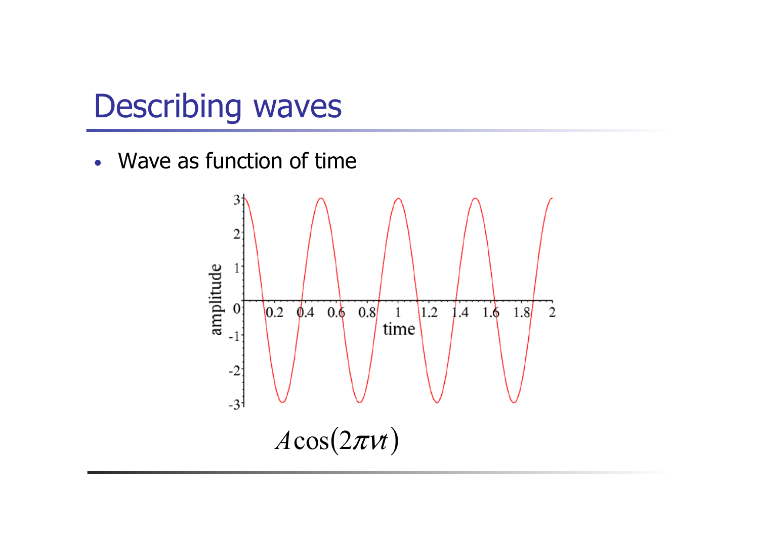# Describing waves

- Wave as function of time

$$A\cos(2\pi\nu t)$$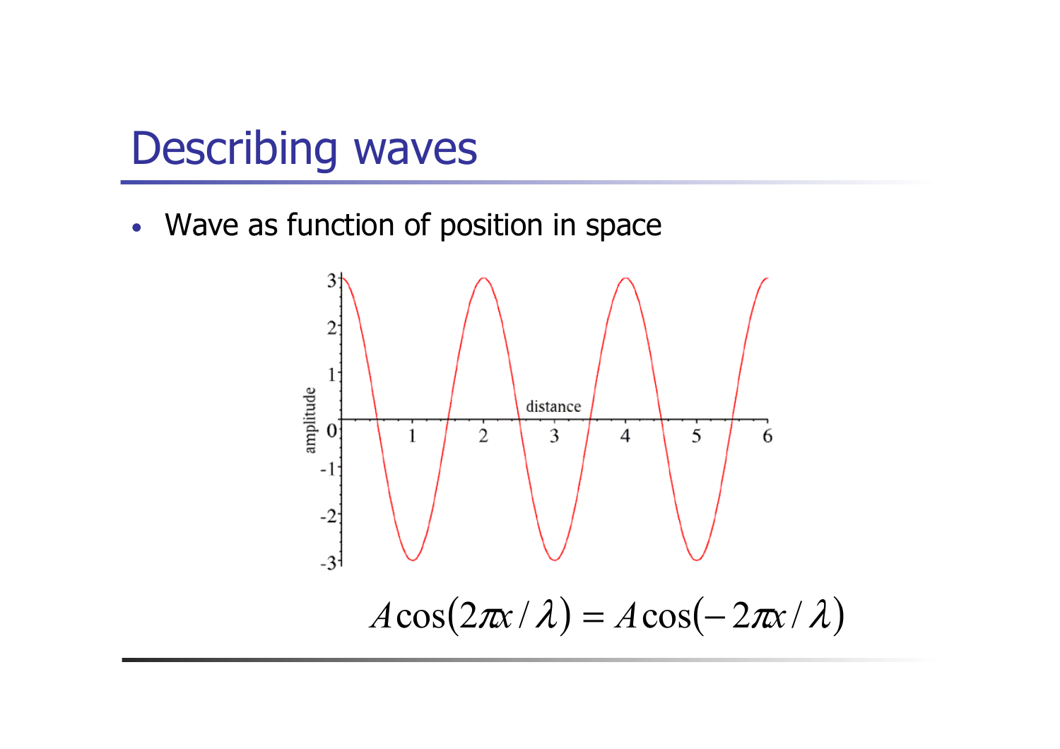# Describing waves

- Wave as function of position in space

$$A\cos(2\pi x/\lambda) = A\cos(-2\pi x/\lambda)$$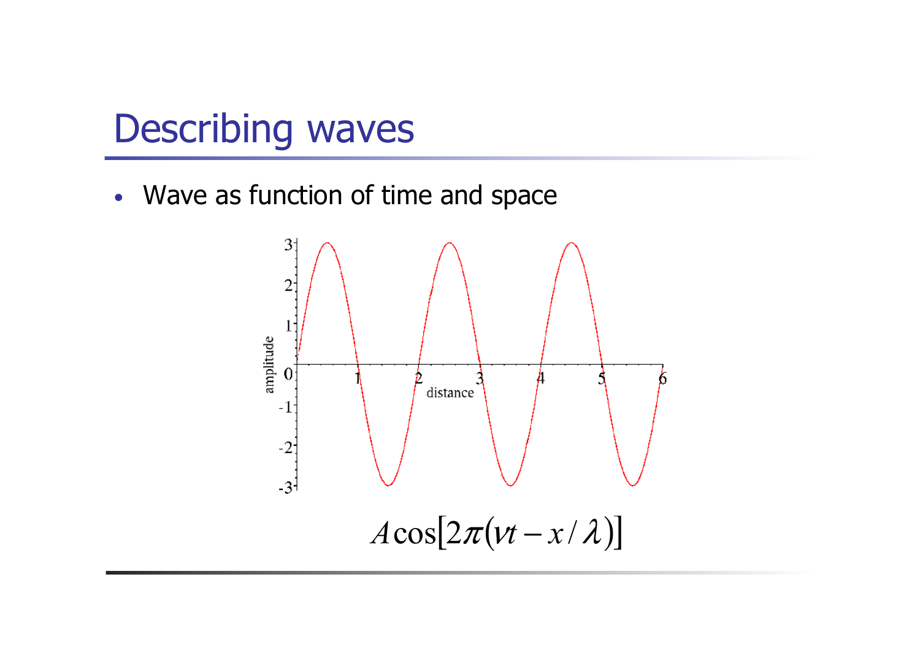# Describing waves

- Wave as function of time and space

$$A\cos[2\pi(\nu t - x/\lambda)]$$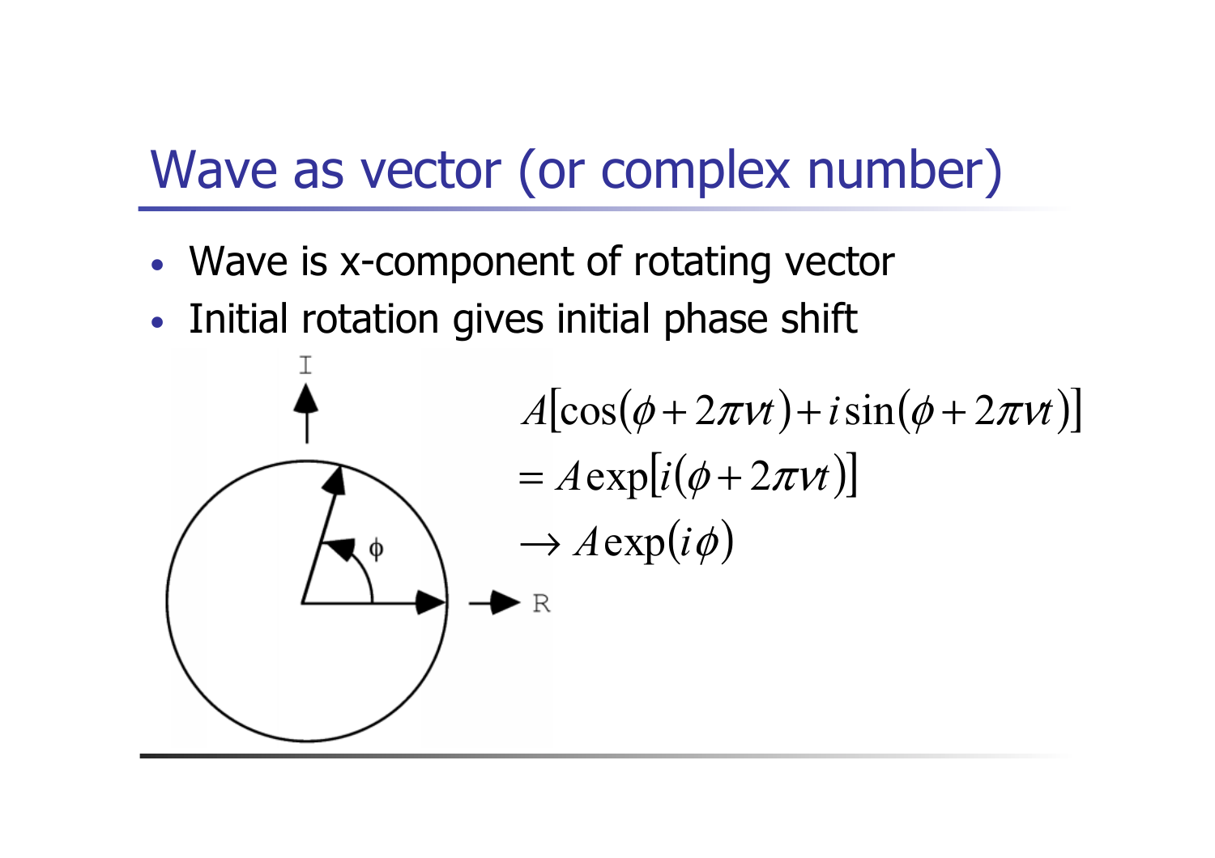# Wave as vector (or complex number)

- Wave is x-component of rotating vector
- Initial rotation gives initial phase shift

$$
\begin{aligned}
&A\left[\cos(\phi + 2\pi \nu t) + i\sin(\phi + 2\pi \nu t)\right] \\
&= A\exp\left[i(\phi + 2\pi \nu t)\right] \\
&\rightarrow A\exp(i\phi)
\end{aligned}
$$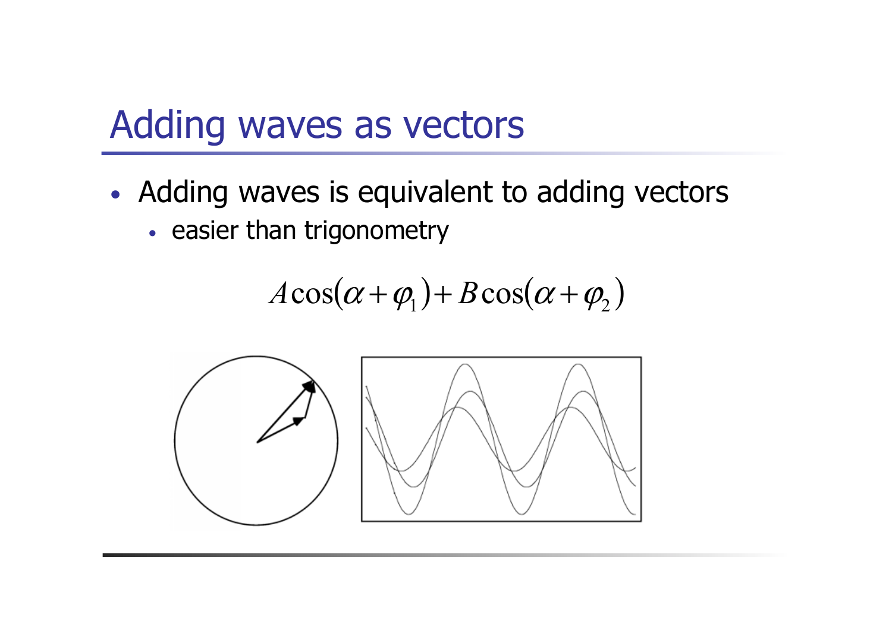# Adding waves as vectors

- Adding waves is equivalent to adding vectors
  - easier than trigonometry

$$A\cos(\alpha+\varphi_1)+B\cos(\alpha+\varphi_2)$$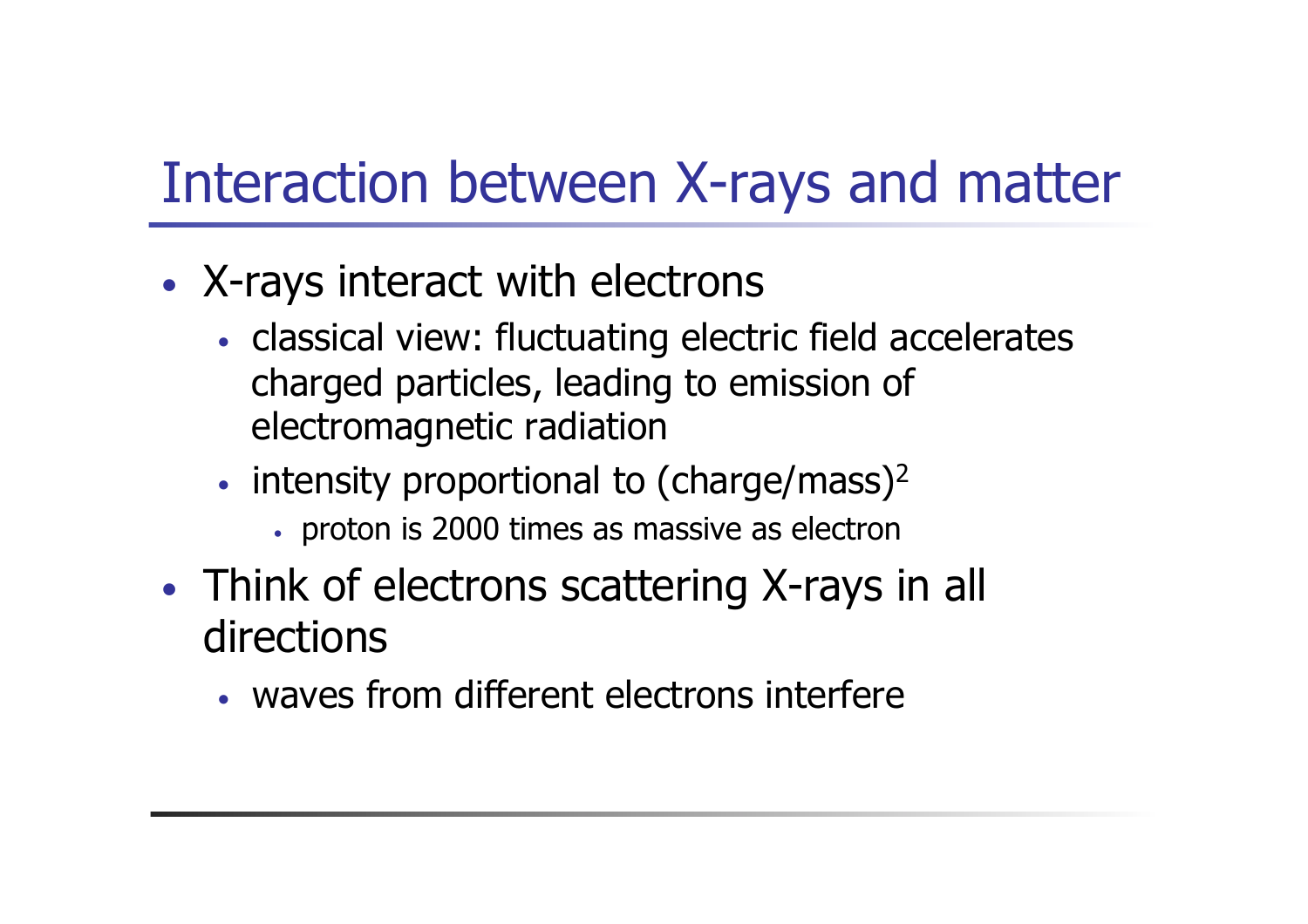# Interaction between X-rays and matter

- X-rays interact with electrons
  - classical view: fluctuating electric field accelerates charged particles, leading to emission of electromagnetic radiation
  - intensity proportional to $(\text{charge/mass})^2$
    - proton is 2000 times as massive as electron
- Think of electrons scattering X-rays in all directions
  - waves from different electrons interfere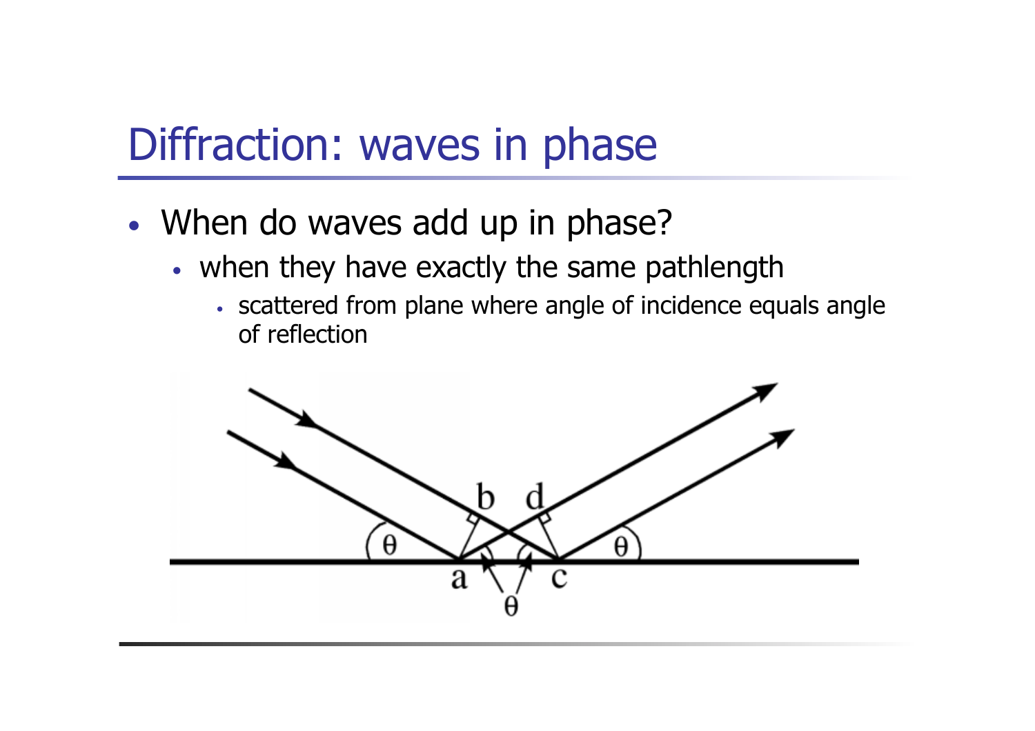# Diffraction: waves in phase

- When do waves add up in phase?
  - when they have exactly the same pathlength
    - scattered from plane where angle of incidence equals angle of reflection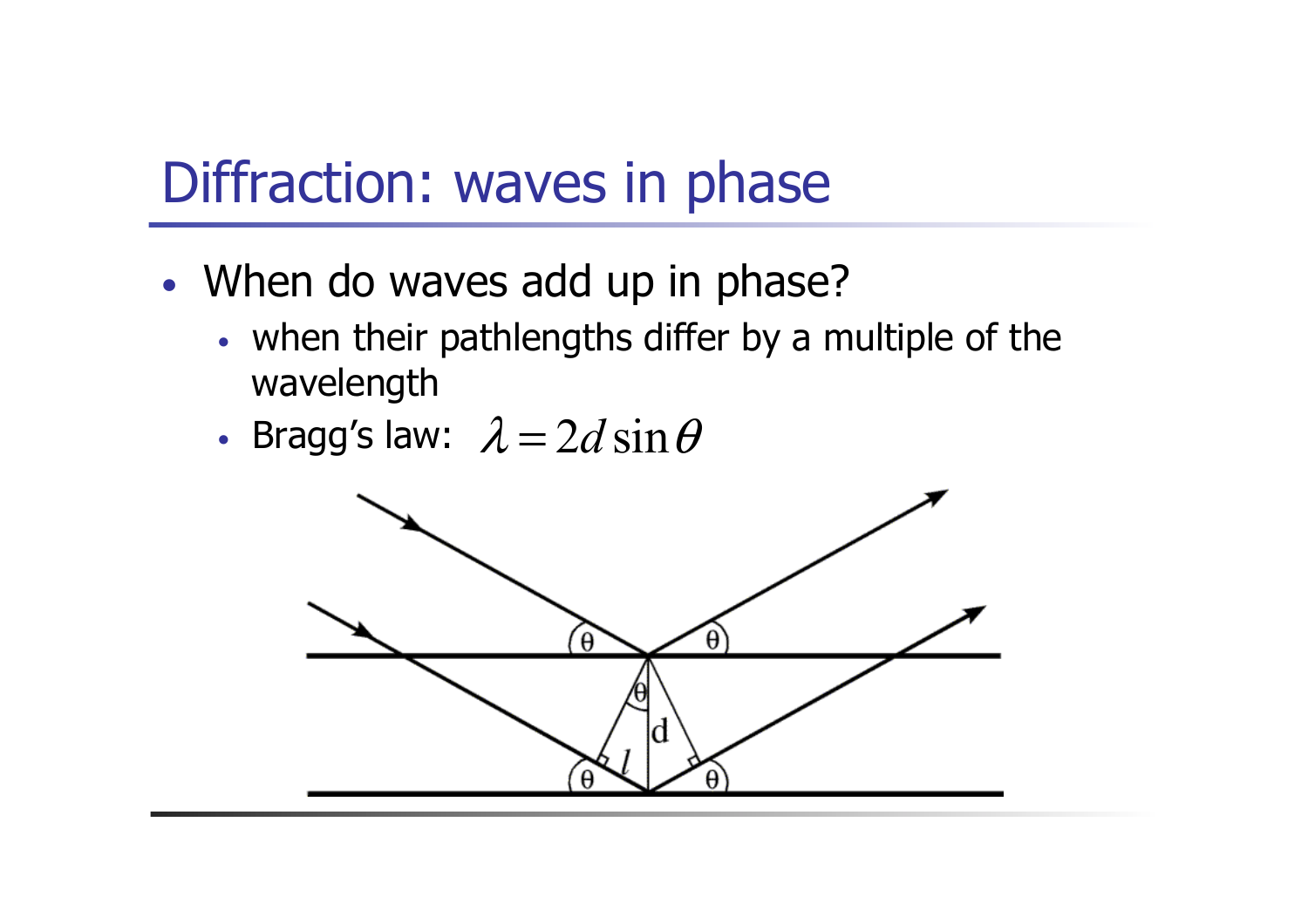# Diffraction: waves in phase

- When do waves add up in phase?
  - when their pathlengths differ by a multiple of the wavelength
  - Bragg's law: $\lambda = 2d\sin\theta$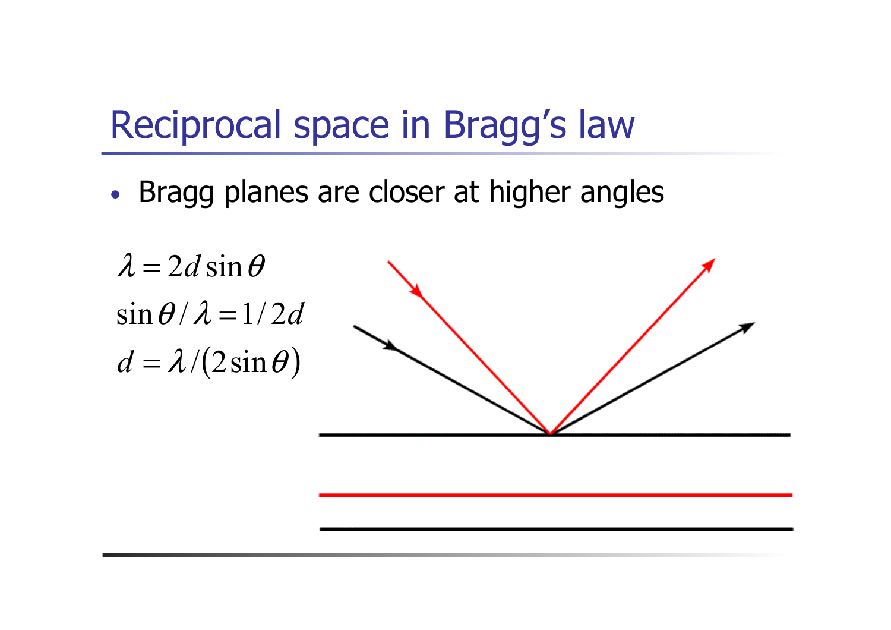# Reciprocal space in Bragg's law

- Bragg planes are closer at higher angles

$$\lambda = 2d\sin\theta$$

$$\sin\theta/\lambda = 1/2d$$

$$d = \lambda/(2\sin\theta)$$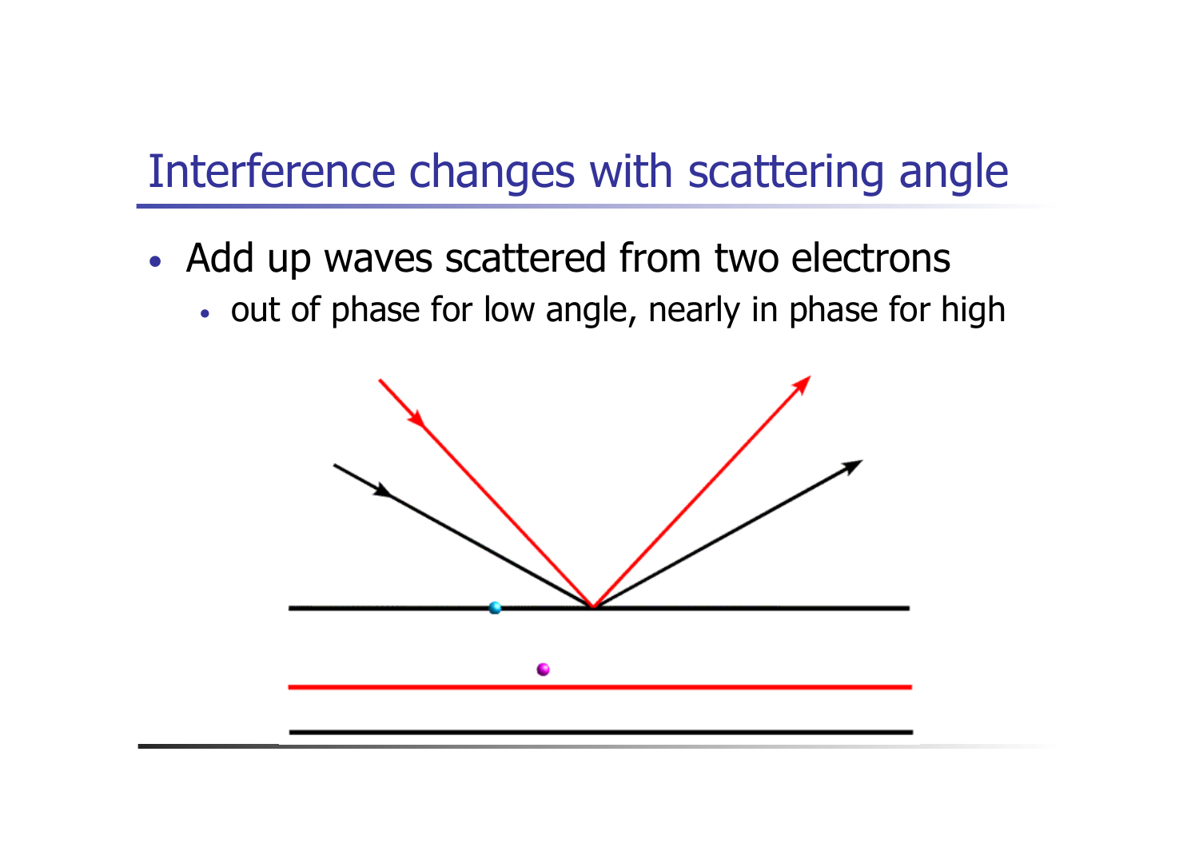# Interference changes with scattering angle

- Add up waves scattered from two electrons
  - out of phase for low angle, nearly in phase for high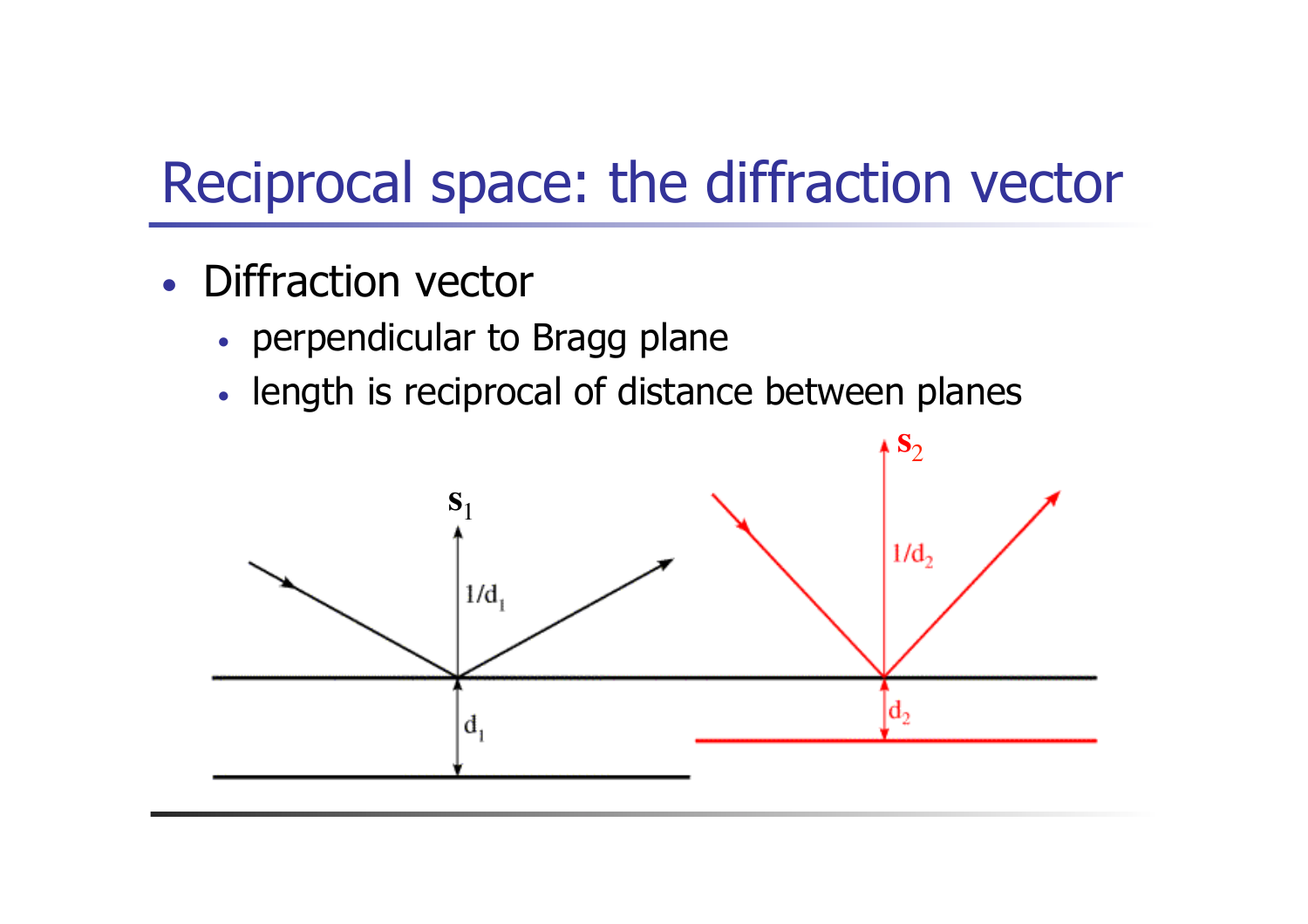# Reciprocal space: the diffraction vector

- Diffraction vector
  - perpendicular to Bragg plane
  - length is reciprocal of distance between planes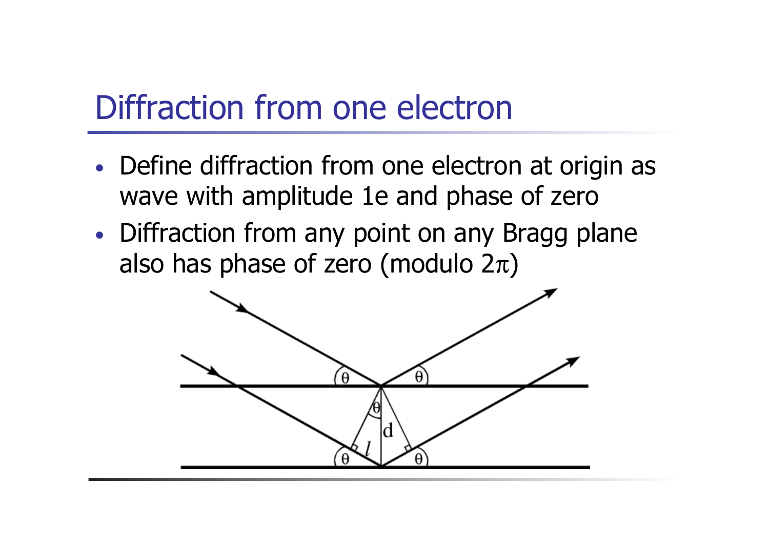# Diffraction from one electron

- Define diffraction from one electron at origin as wave with amplitude 1e and phase of zero
- Diffraction from any point on any Bragg plane also has phase of zero (modulo $2\pi$)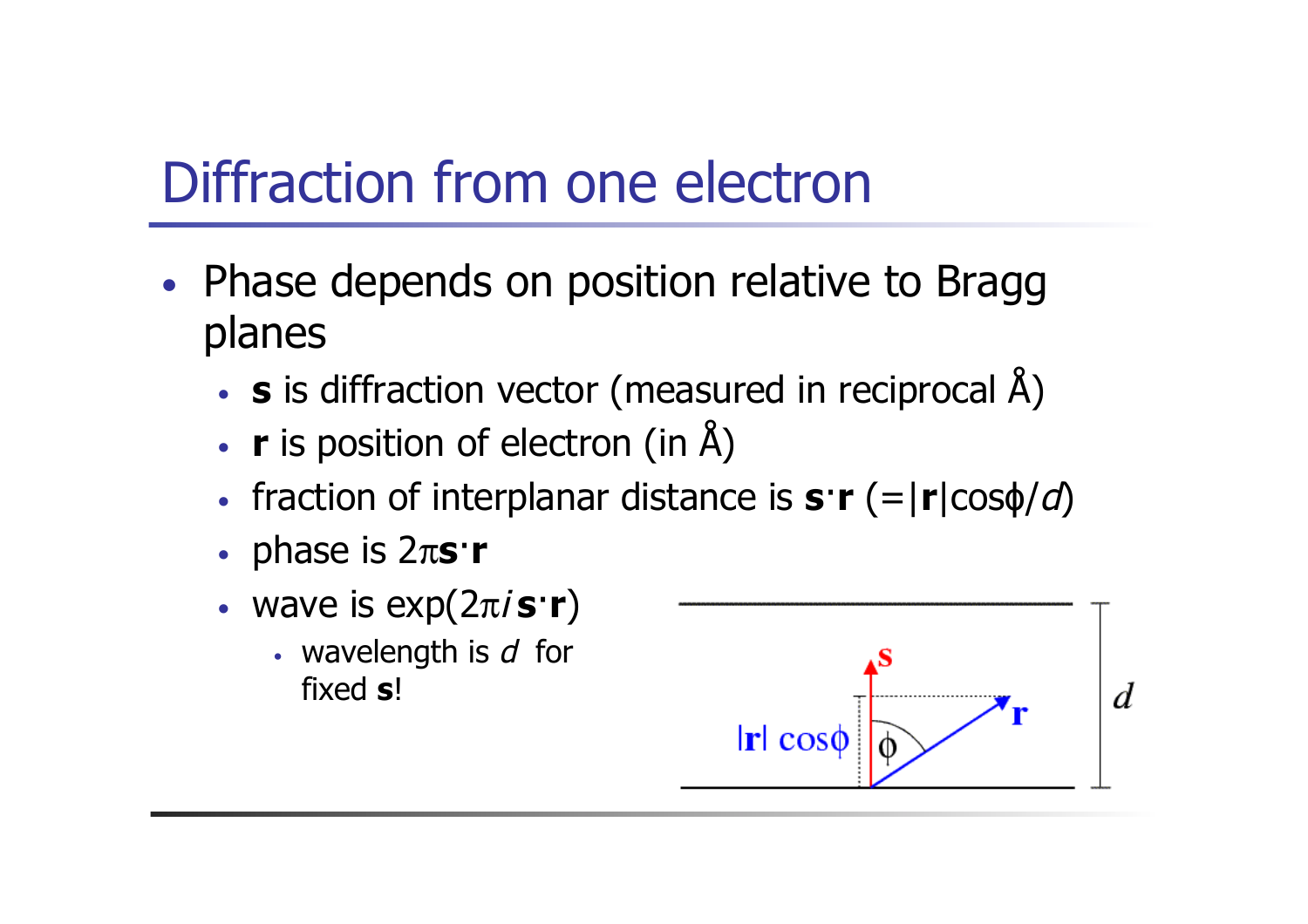# Diffraction from one electron

- Phase depends on position relative to Bragg planes
  - **s** is diffraction vector (measured in reciprocal Å)
  - **r** is position of electron (in Å)
  - fraction of interplanar distance is $\mathbf{s} \cdot \mathbf{r}$ ($= |\mathbf{r}| \cos\phi / d$)
  - phase is $2\pi \mathbf{s} \cdot \mathbf{r}$
  - wave is $\exp(2\pi i\, \mathbf{s} \cdot \mathbf{r})$
    - wavelength is $d$ for fixed **s**!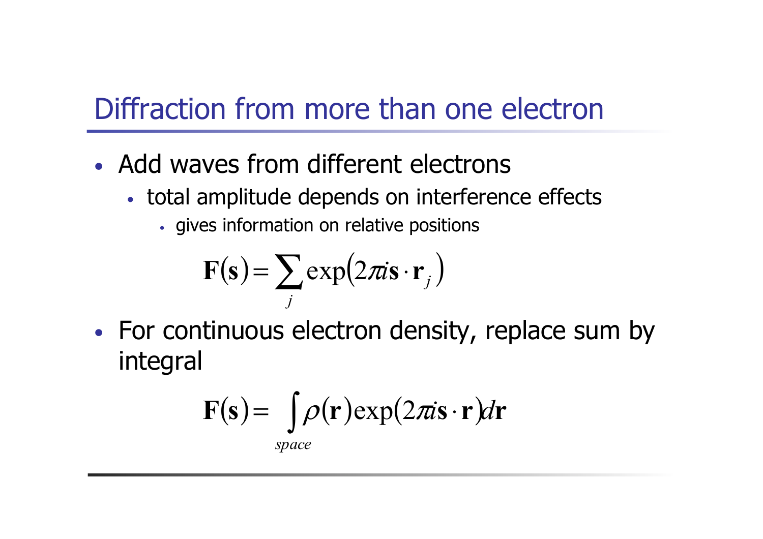# Diffraction from more than one electron

- Add waves from different electrons
  - total amplitude depends on interference effects
    - gives information on relative positions

$$\mathbf{F}(\mathbf{s}) = \sum_j \exp\left(2\pi i \mathbf{s} \cdot \mathbf{r}_j\right)$$

- For continuous electron density, replace sum by integral

$$\mathbf{F}(\mathbf{s}) = \int_{space} \rho(\mathbf{r}) \exp(2\pi i \mathbf{s} \cdot \mathbf{r}) d\mathbf{r}$$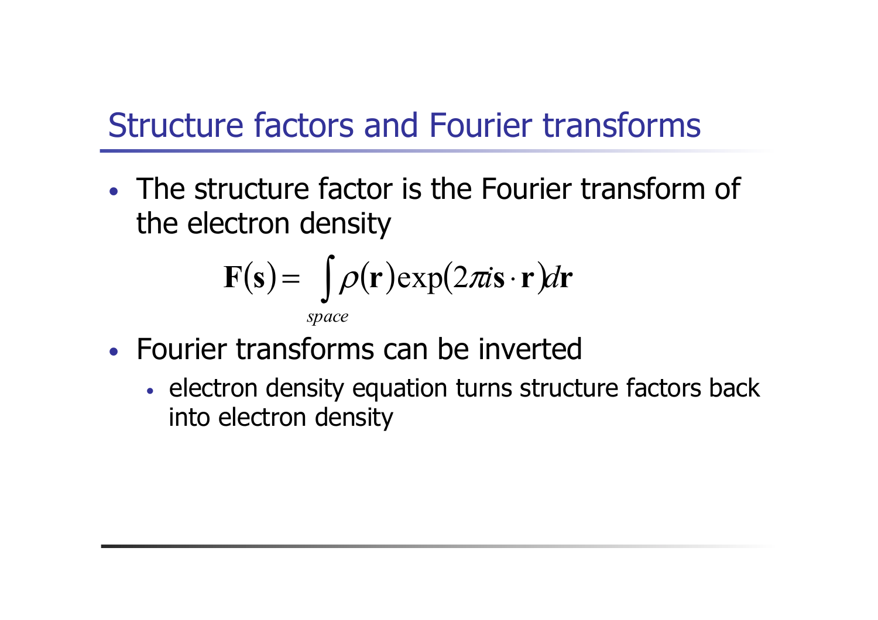# Structure factors and Fourier transforms

- The structure factor is the Fourier transform of the electron density

$$\mathbf{F}(\mathbf{s}) = \int_{space} \rho(\mathbf{r}) \exp(2\pi i \mathbf{s} \cdot \mathbf{r}) d\mathbf{r}$$

- Fourier transforms can be inverted
  - electron density equation turns structure factors back into electron density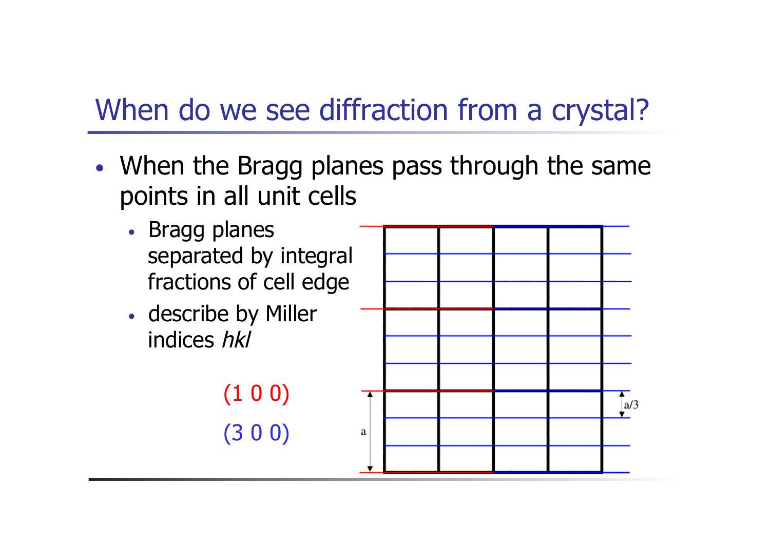# When do we see diffraction from a crystal?

- When the Bragg planes pass through the same points in all unit cells
  - Bragg planes separated by integral fractions of cell edge
  - describe by Miller indices *hkl*

(1 0 0)

(3 0 0)

a

a/3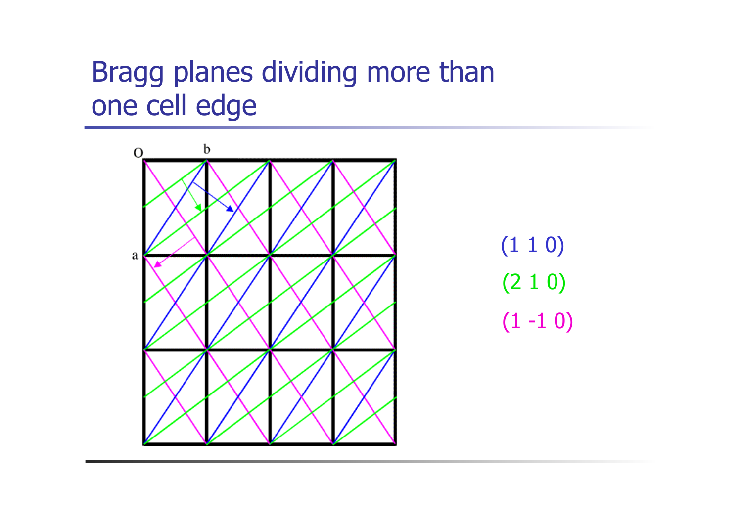# Bragg planes dividing more than one cell edge

(1 1 0)

(2 1 0)

(1 -1 0)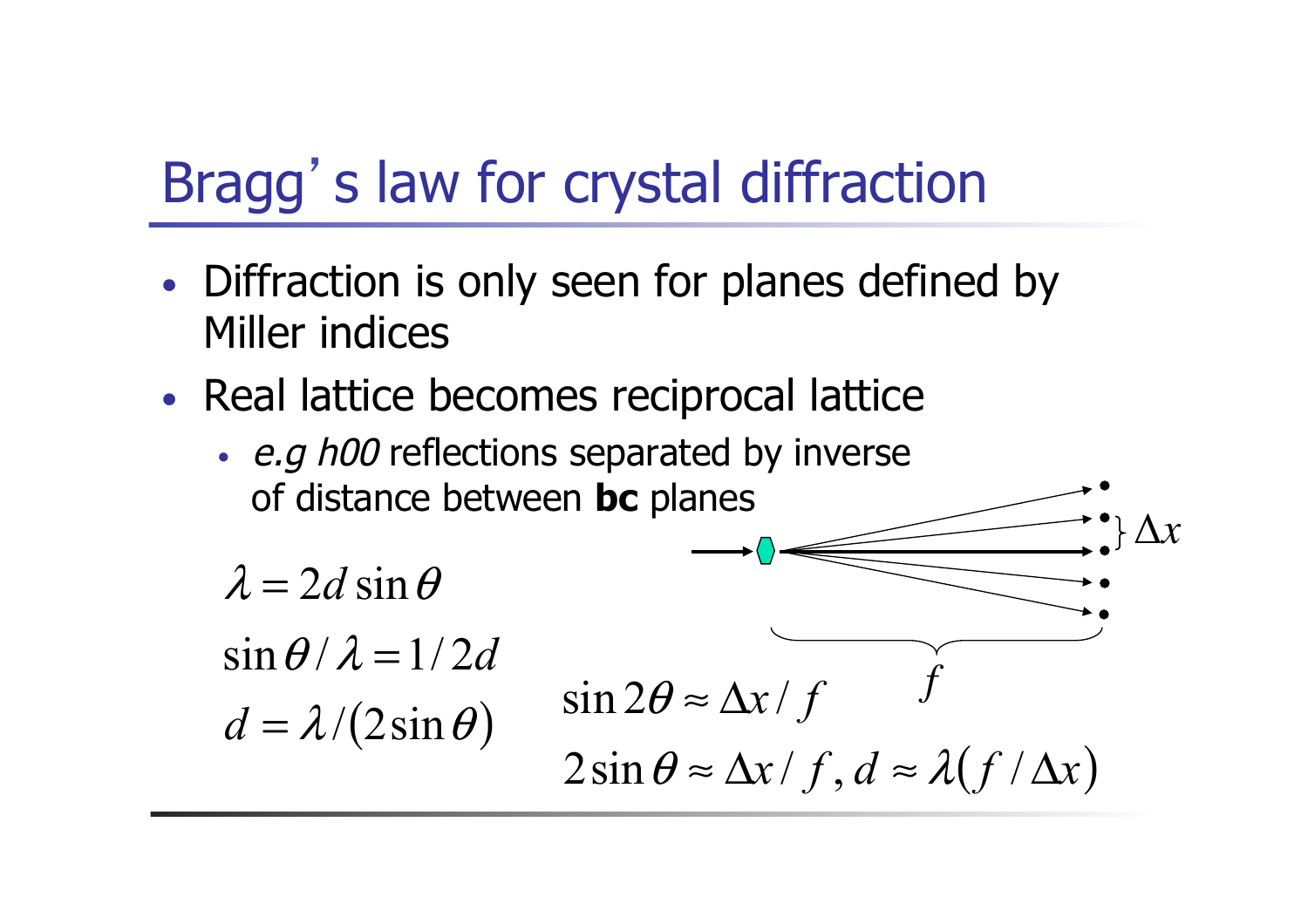# Bragg's law for crystal diffraction

- Diffraction is only seen for planes defined by Miller indices
- Real lattice becomes reciprocal lattice
  - *e.g h00* reflections separated by inverse of distance between **bc** planes

$$\lambda = 2d\sin\theta$$

$$\sin\theta/\lambda = 1/2d$$

$$d = \lambda/(2\sin\theta)$$

$\Delta x$

$f$

$$\sin 2\theta \approx \Delta x / f$$

$$2\sin\theta \approx \Delta x / f, d \approx \lambda(f/\Delta x)$$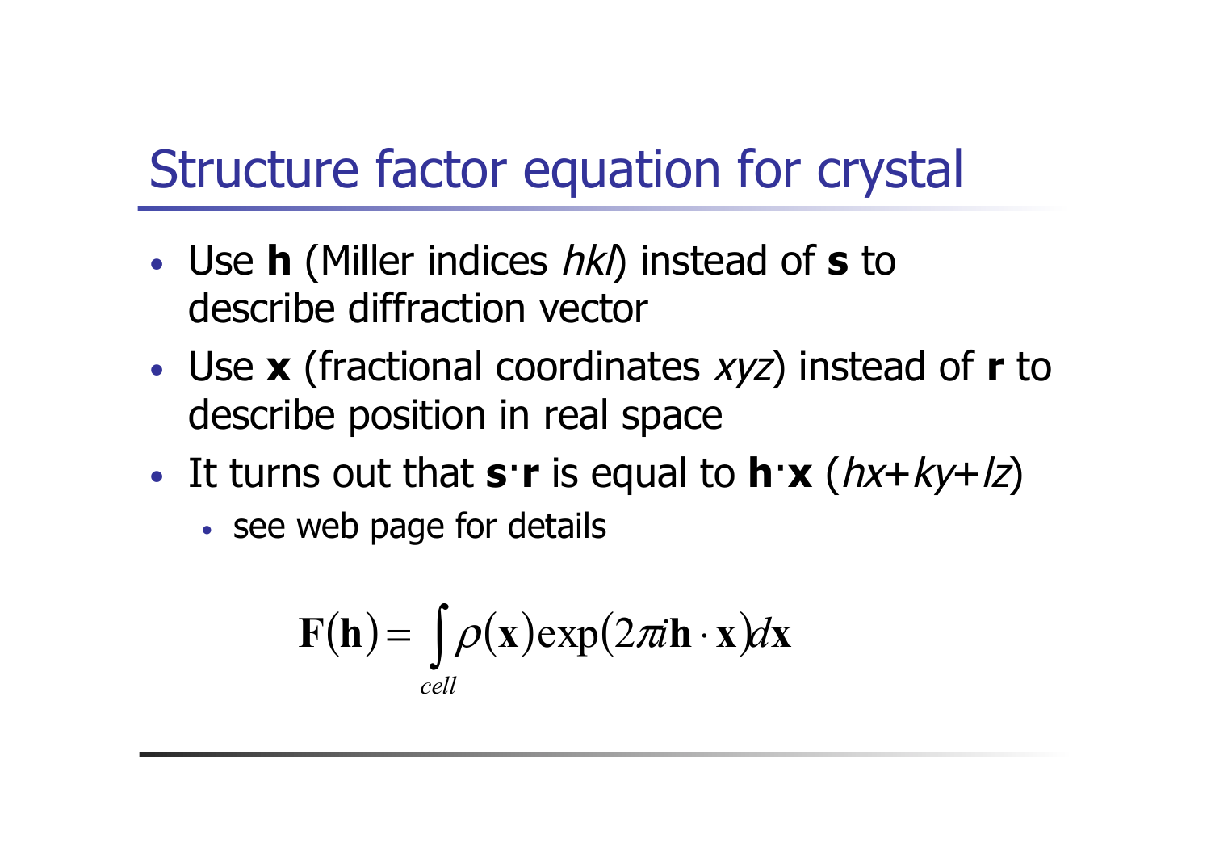# Structure factor equation for crystal

- Use **h** (Miller indices *hkl*) instead of **s** to describe diffraction vector
- Use **x** (fractional coordinates *xyz*) instead of **r** to describe position in real space
- It turns out that **s·r** is equal to **h·x** (*hx*+*ky*+*lz*)
  - see web page for details

$$\mathbf{F}(\mathbf{h}) = \int_{cell} \rho(\mathbf{x}) \exp(2\pi i \mathbf{h} \cdot \mathbf{x}) d\mathbf{x}$$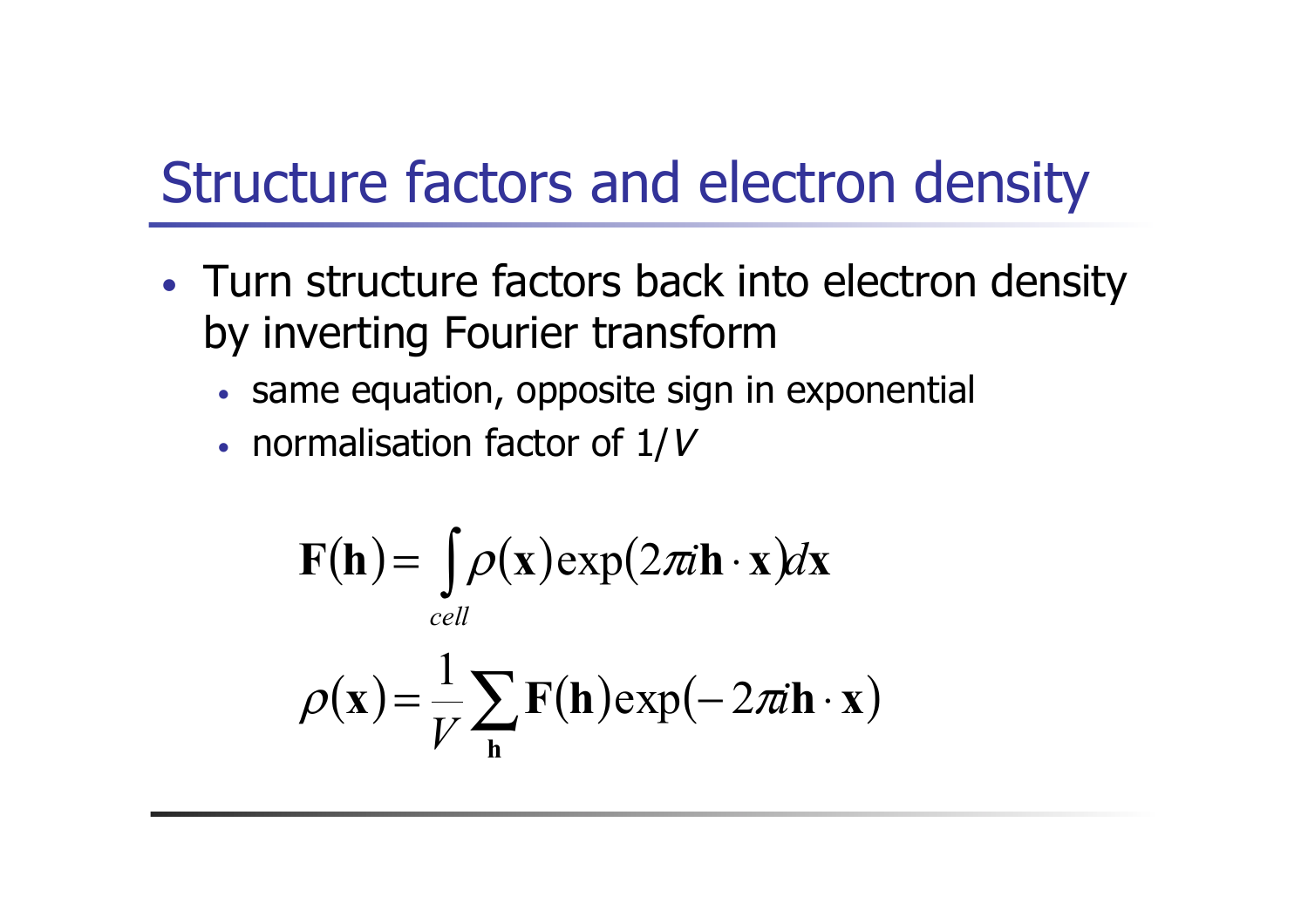# Structure factors and electron density

- Turn structure factors back into electron density by inverting Fourier transform
  - same equation, opposite sign in exponential
  - normalisation factor of $1/V$

$$\mathbf{F}(\mathbf{h}) = \int_{cell} \rho(\mathbf{x}) \exp(2\pi i \mathbf{h} \cdot \mathbf{x}) d\mathbf{x}$$

$$\rho(\mathbf{x}) = \frac{1}{V} \sum_{\mathbf{h}} \mathbf{F}(\mathbf{h}) \exp(-2\pi i \mathbf{h} \cdot \mathbf{x})$$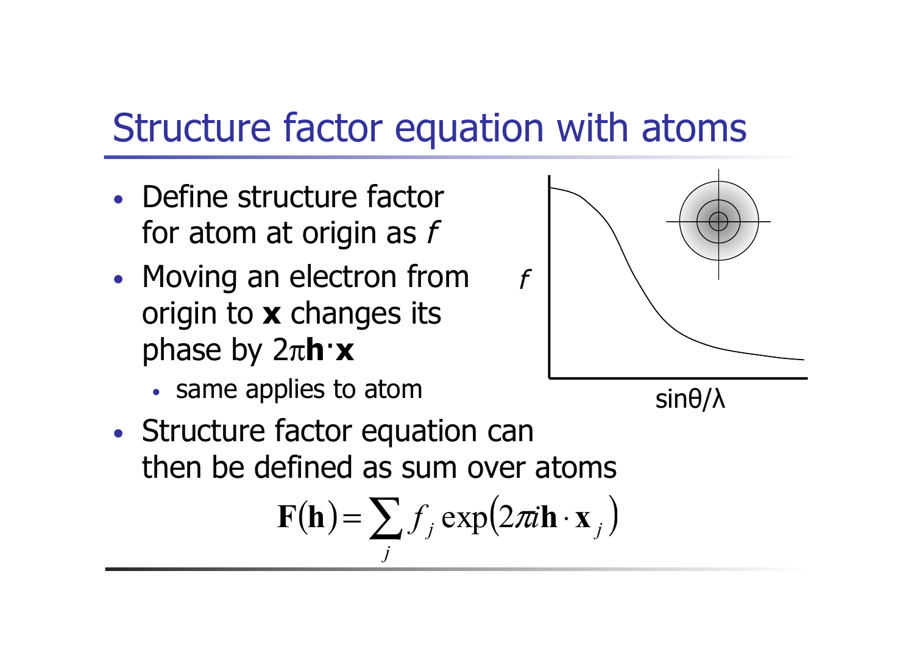# Structure factor equation with atoms

- Define structure factor for atom at origin as $f$
- Moving an electron from origin to $\mathbf{x}$ changes its phase by $2\pi\mathbf{h}\cdot\mathbf{x}$
  - same applies to atom
- Structure factor equation can then be defined as sum over atoms

$$\mathbf{F}(\mathbf{h}) = \sum_j f_j \exp\left(2\pi i \mathbf{h} \cdot \mathbf{x}_j\right)$$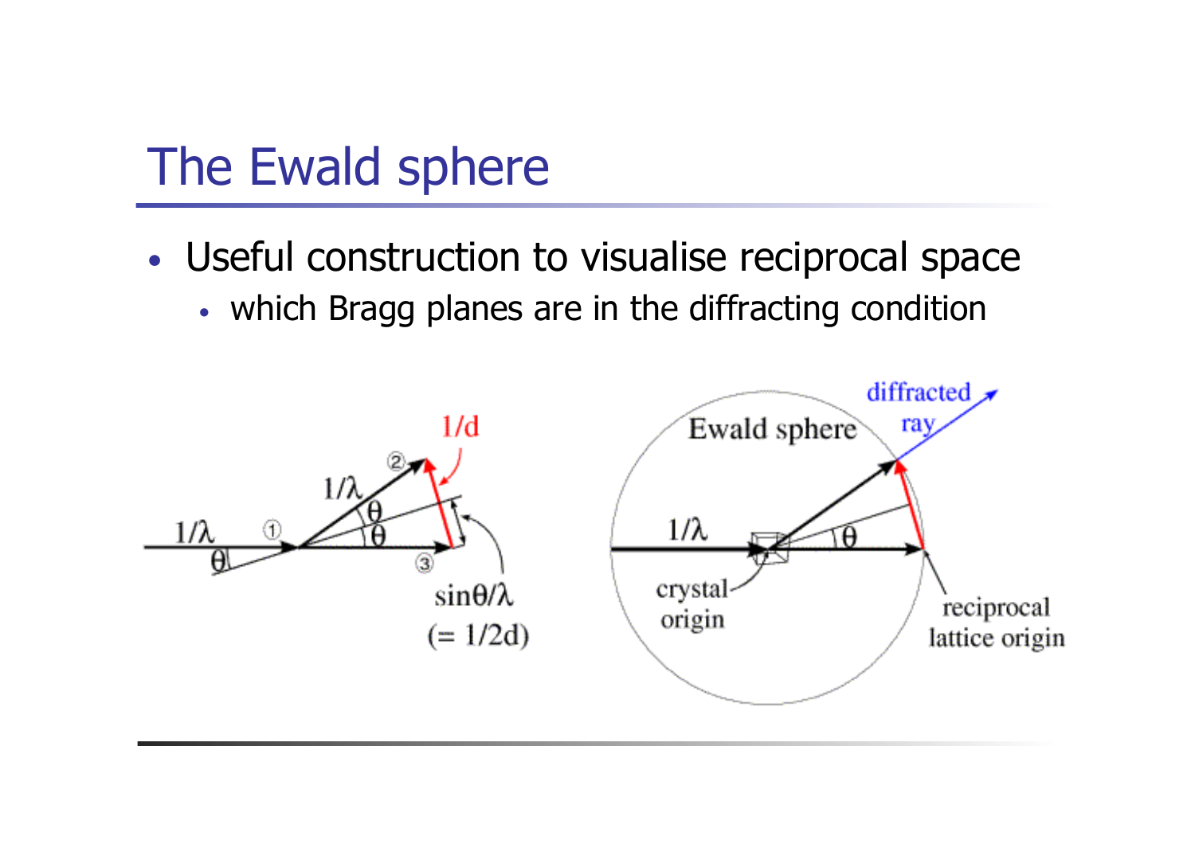# The Ewald sphere

- Useful construction to visualise reciprocal space
  - which Bragg planes are in the diffracting condition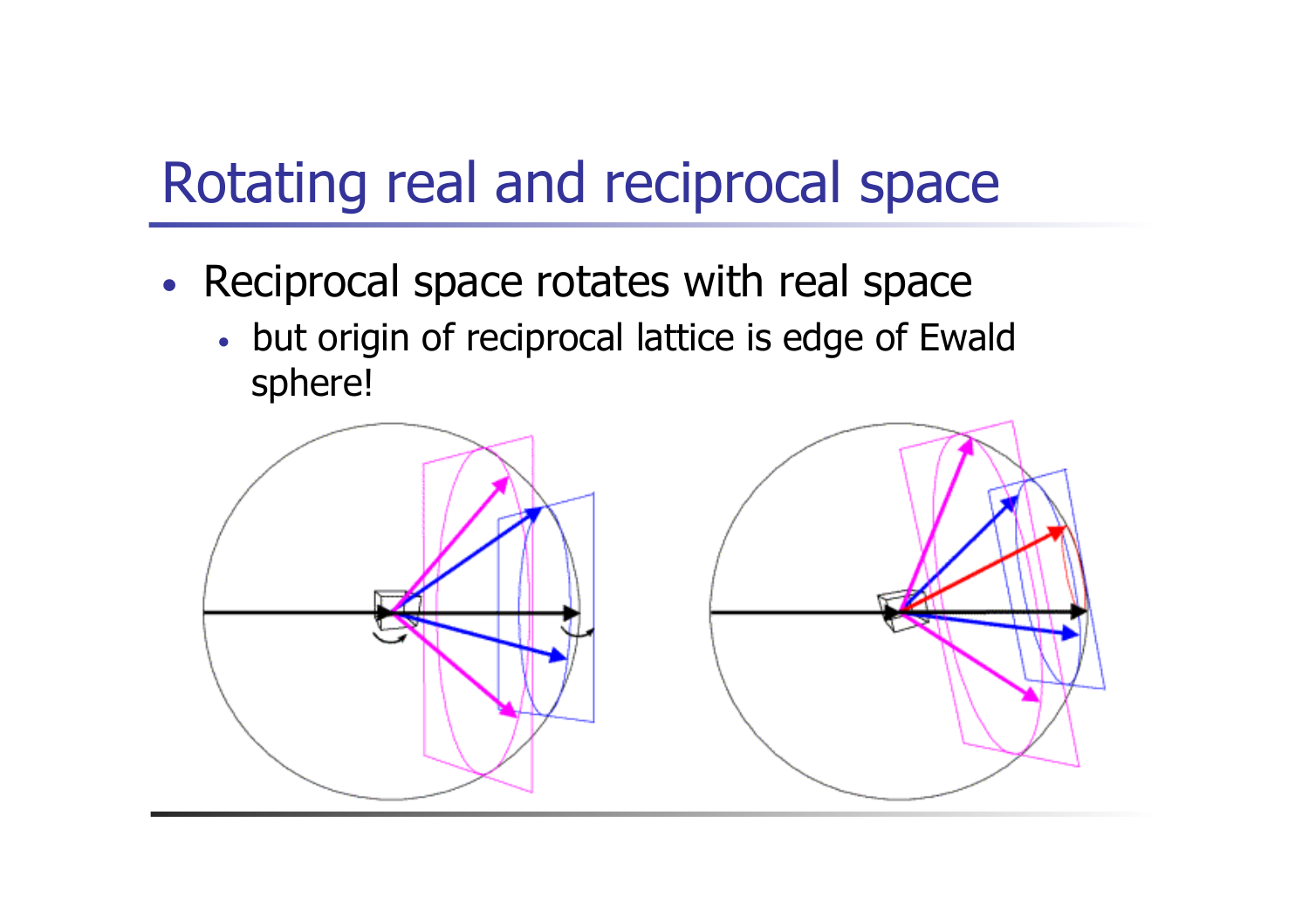# Rotating real and reciprocal space

- Reciprocal space rotates with real space
  - but origin of reciprocal lattice is edge of Ewald sphere!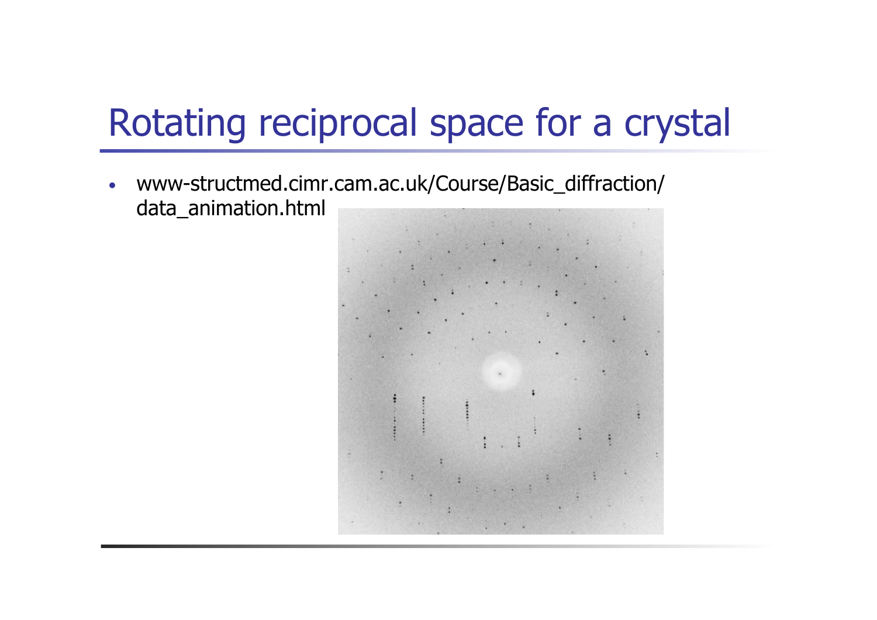# Rotating reciprocal space for a crystal

- www-structmed.cimr.cam.ac.uk/Course/Basic_diffraction/data_animation.html